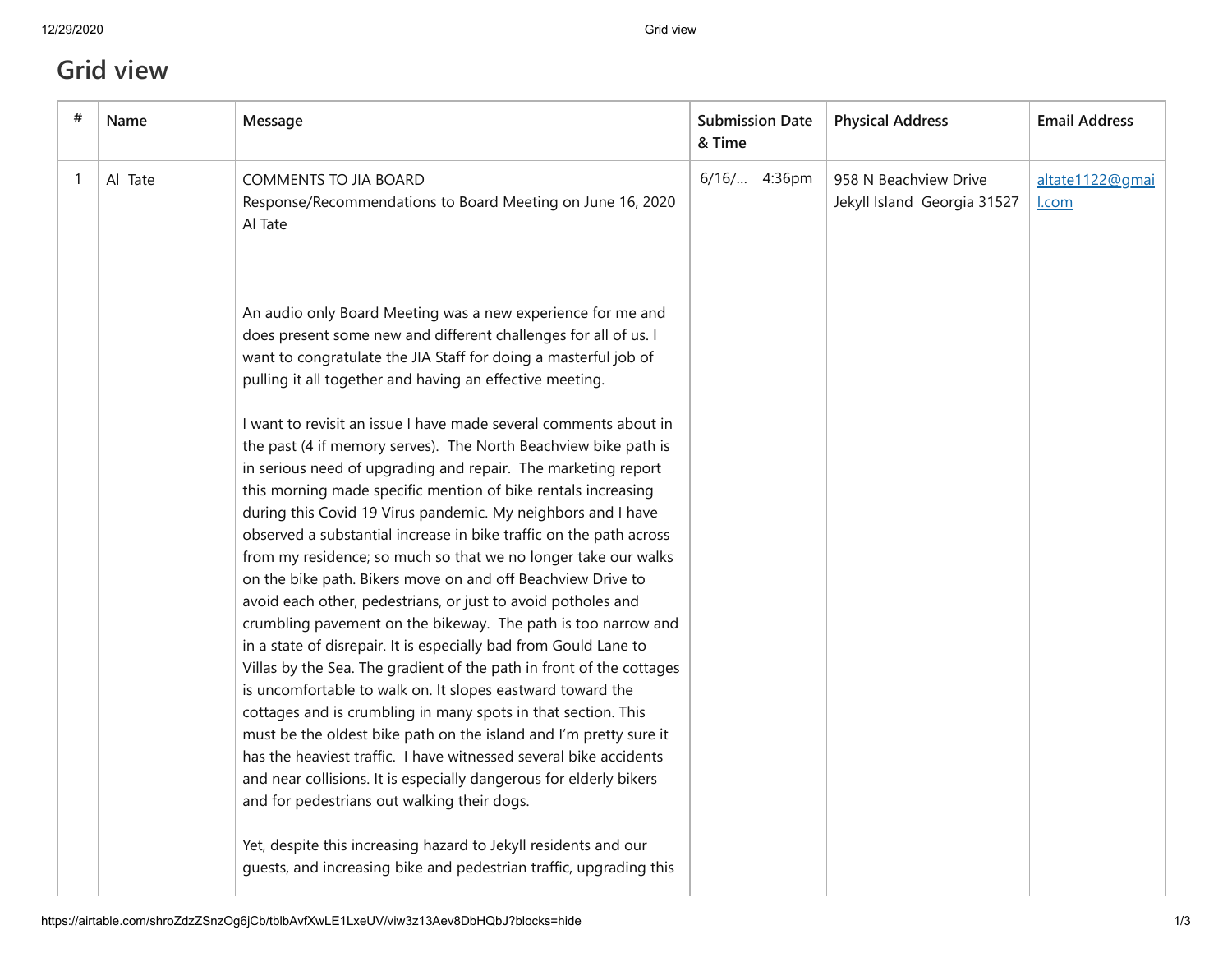# Grid view

| # | Name | Message | Submission Date & Time | Physical Address | Email Address |
|---|---|---|---|---|---|
| 1 | Al Tate | COMMENTS TO JIA BOARD<br>Response/Recommendations to Board Meeting on June 16, 2020<br>Al Tate<br><br>An audio only Board Meeting was a new experience for me and does present some new and different challenges for all of us. I want to congratulate the JIA Staff for doing a masterful job of pulling it all together and having an effective meeting.<br><br>I want to revisit an issue I have made several comments about in the past (4 if memory serves). The North Beachview bike path is in serious need of upgrading and repair. The marketing report this morning made specific mention of bike rentals increasing during this Covid 19 Virus pandemic. My neighbors and I have observed a substantial increase in bike traffic on the path across from my residence; so much so that we no longer take our walks on the bike path. Bikers move on and off Beachview Drive to avoid each other, pedestrians, or just to avoid potholes and crumbling pavement on the bikeway. The path is too narrow and in a state of disrepair. It is especially bad from Gould Lane to Villas by the Sea. The gradient of the path in front of the cottages is uncomfortable to walk on. It slopes eastward toward the cottages and is crumbling in many spots in that section. This must be the oldest bike path on the island and I'm pretty sure it has the heaviest traffic. I have witnessed several bike accidents and near collisions. It is especially dangerous for elderly bikers and for pedestrians out walking their dogs.<br><br>Yet, despite this increasing hazard to Jekyll residents and our guests, and increasing bike and pedestrian traffic, upgrading this | 6/16/... 4:36pm | 958 N Beachview Drive Jekyll Island Georgia 31527 | altate1122@gmail.com |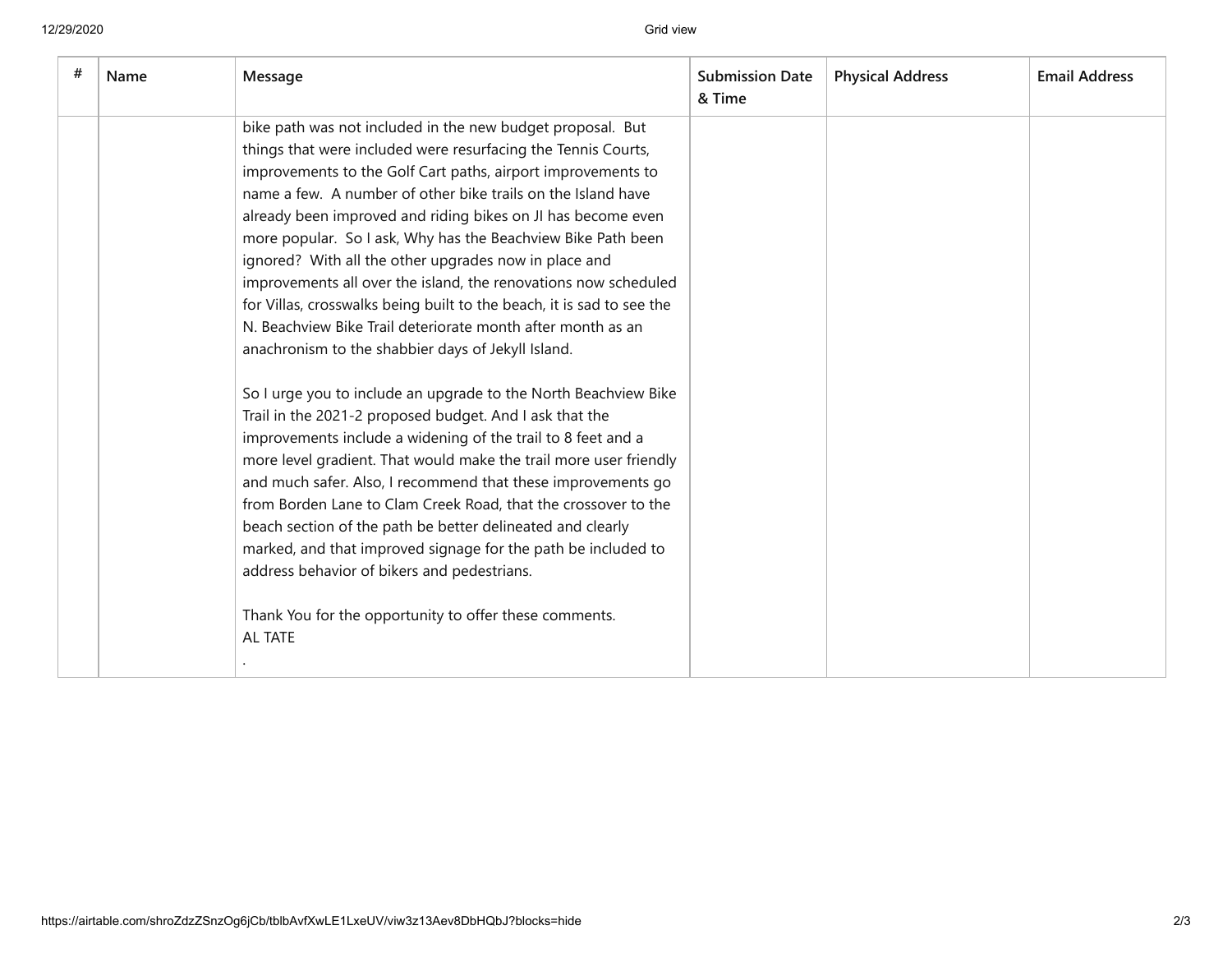| # | Name | Message | Submission Date & Time | Physical Address | Email Address |
|---|---|---|---|---|---|
| | | bike path was not included in the new budget proposal. But things that were included were resurfacing the Tennis Courts, improvements to the Golf Cart paths, airport improvements to name a few. A number of other bike trails on the Island have already been improved and riding bikes on JI has become even more popular. So I ask, Why has the Beachview Bike Path been ignored? With all the other upgrades now in place and improvements all over the island, the renovations now scheduled for Villas, crosswalks being built to the beach, it is sad to see the N. Beachview Bike Trail deteriorate month after month as an anachronism to the shabbier days of Jekyll Island.<br><br>So I urge you to include an upgrade to the North Beachview Bike Trail in the 2021-2 proposed budget. And I ask that the improvements include a widening of the trail to 8 feet and a more level gradient. That would make the trail more user friendly and much safer. Also, I recommend that these improvements go from Borden Lane to Clam Creek Road, that the crossover to the beach section of the path be better delineated and clearly marked, and that improved signage for the path be included to address behavior of bikers and pedestrians.<br><br>Thank You for the opportunity to offer these comments.<br>AL TATE<br>. | | | |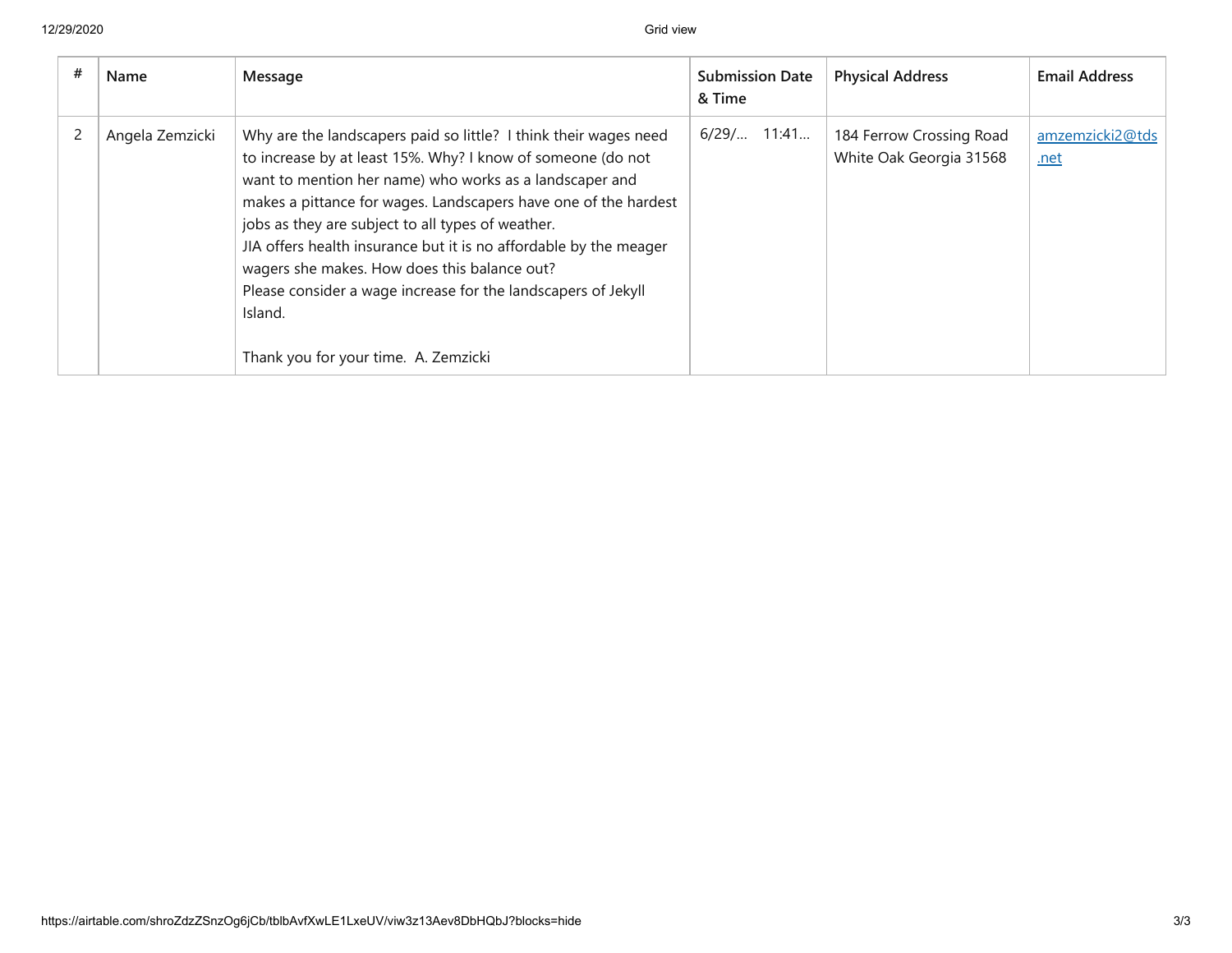| # | Name | Message | Submission Date & Time | Physical Address | Email Address |
|---|---|---|---|---|---|
| 2 | Angela Zemzicki | Why are the landscapers paid so little? I think their wages need to increase by at least 15%. Why? I know of someone (do not want to mention her name) who works as a landscaper and makes a pittance for wages. Landscapers have one of the hardest jobs as they are subject to all types of weather.<br>JIA offers health insurance but it is no affordable by the meager wagers she makes. How does this balance out?<br>Please consider a wage increase for the landscapers of Jekyll Island.<br><br>Thank you for your time. A. Zemzicki | 6/29/... 11:41... | 184 Ferrow Crossing Road White Oak Georgia 31568 | amzemzicki2@tds.net |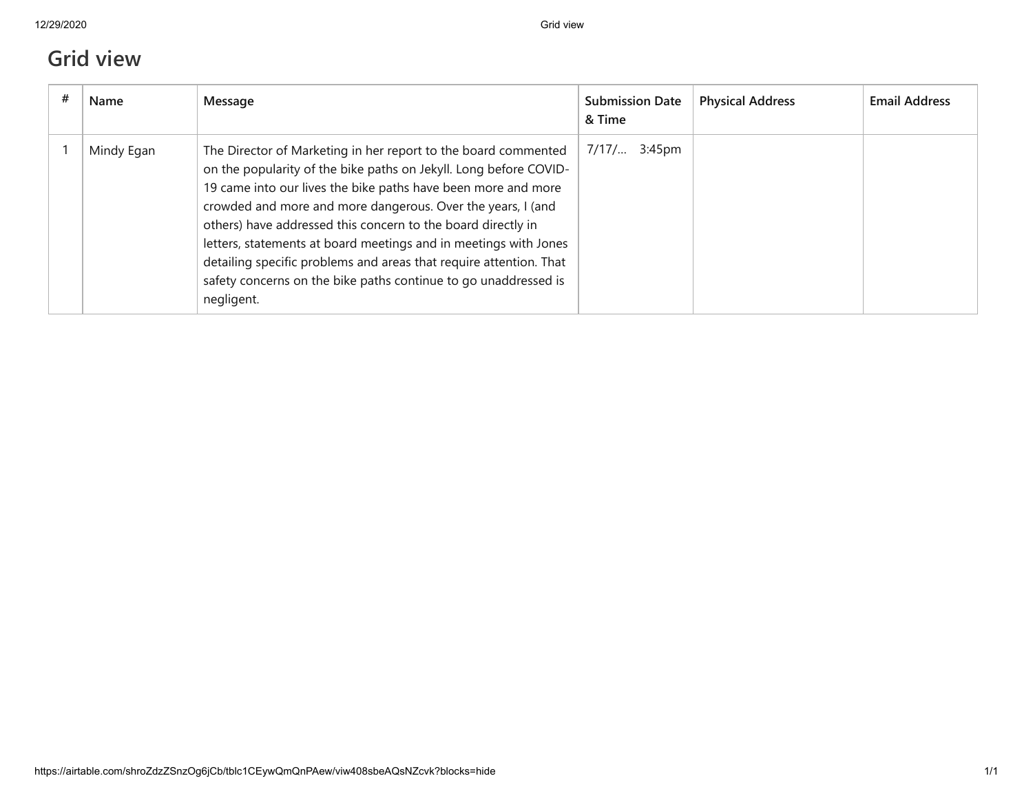# Grid view

| # | Name | Message | Submission Date & Time | Physical Address | Email Address |
|---|---|---|---|---|---|
| 1 | Mindy Egan | The Director of Marketing in her report to the board commented on the popularity of the bike paths on Jekyll. Long before COVID-19 came into our lives the bike paths have been more and more crowded and more and more dangerous. Over the years, I (and others) have addressed this concern to the board directly in letters, statements at board meetings and in meetings with Jones detailing specific problems and areas that require attention. That safety concerns on the bike paths continue to go unaddressed is negligent. | 7/17/... 3:45pm | | |